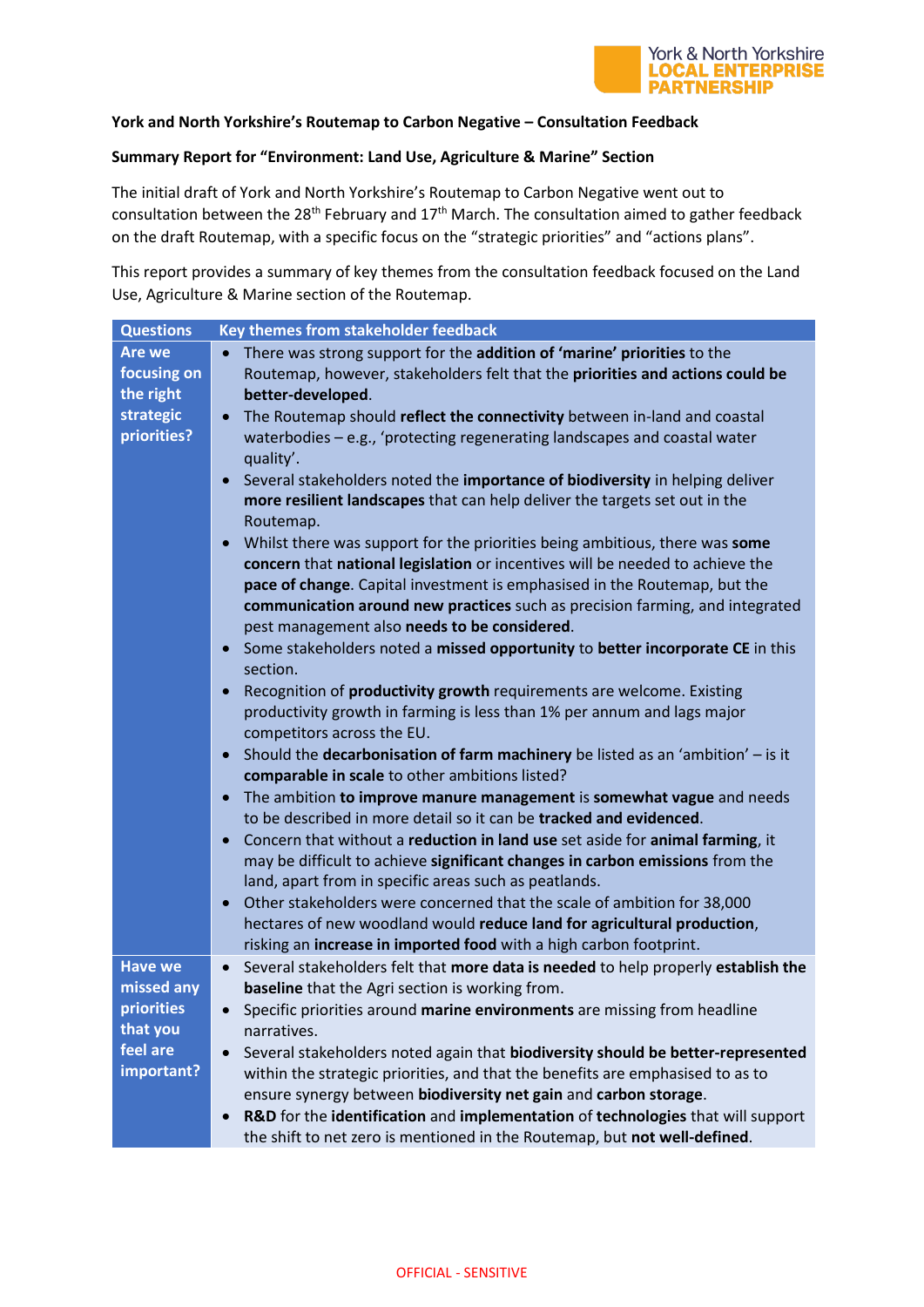**York and North Yorkshire's Routemap to Carbon Negative – Consultation Feedback**

**Summary Report for "Environment: Land Use, Agriculture & Marine" Section**

The initial draft of York and North Yorkshire's Routemap to Carbon Negative went out to consultation between the 28th February and 17th March. The consultation aimed to gather feedback on the draft Routemap, with a specific focus on the "strategic priorities" and "actions plans".

This report provides a summary of key themes from the consultation feedback focused on the Land Use, Agriculture & Marine section of the Routemap.

| Questions | Key themes from stakeholder feedback |
|---|---|
| **Are we focusing on the right strategic priorities?** | • There was strong support for the **addition of 'marine' priorities** to the Routemap, however, stakeholders felt that the **priorities and actions could be better-developed**.<br>• The Routemap should **reflect the connectivity** between in-land and coastal waterbodies – e.g., 'protecting regenerating landscapes and coastal water quality'.<br>• Several stakeholders noted the **importance of biodiversity** in helping deliver **more resilient landscapes** that can help deliver the targets set out in the Routemap.<br>• Whilst there was support for the priorities being ambitious, there was **some concern** that **national legislation** or incentives will be needed to achieve the **pace of change**. Capital investment is emphasised in the Routemap, but the **communication around new practices** such as precision farming, and integrated pest management also **needs to be considered**.<br>• Some stakeholders noted a **missed opportunity** to **better incorporate CE** in this section.<br>• Recognition of **productivity growth** requirements are welcome. Existing productivity growth in farming is less than 1% per annum and lags major competitors across the EU.<br>• Should the **decarbonisation of farm machinery** be listed as an 'ambition' – is it **comparable in scale** to other ambitions listed?<br>• The ambition **to improve manure management** is **somewhat vague** and needs to be described in more detail so it can be **tracked and evidenced**.<br>• Concern that without a **reduction in land use** set aside for **animal farming**, it may be difficult to achieve **significant changes in carbon emissions** from the land, apart from in specific areas such as peatlands.<br>• Other stakeholders were concerned that the scale of ambition for 38,000 hectares of new woodland would **reduce land for agricultural production**, risking an **increase in imported food** with a high carbon footprint. |
| **Have we missed any priorities that you feel are important?** | • Several stakeholders felt that **more data is needed** to help properly **establish the baseline** that the Agri section is working from.<br>• Specific priorities around **marine environments** are missing from headline narratives.<br>• Several stakeholders noted again that **biodiversity should be better-represented** within the strategic priorities, and that the benefits are emphasised to as to ensure synergy between **biodiversity net gain** and **carbon storage**.<br>• **R&D** for the **identification** and **implementation** of **technologies** that will support the shift to net zero is mentioned in the Routemap, but **not well-defined**. |

OFFICIAL - SENSITIVE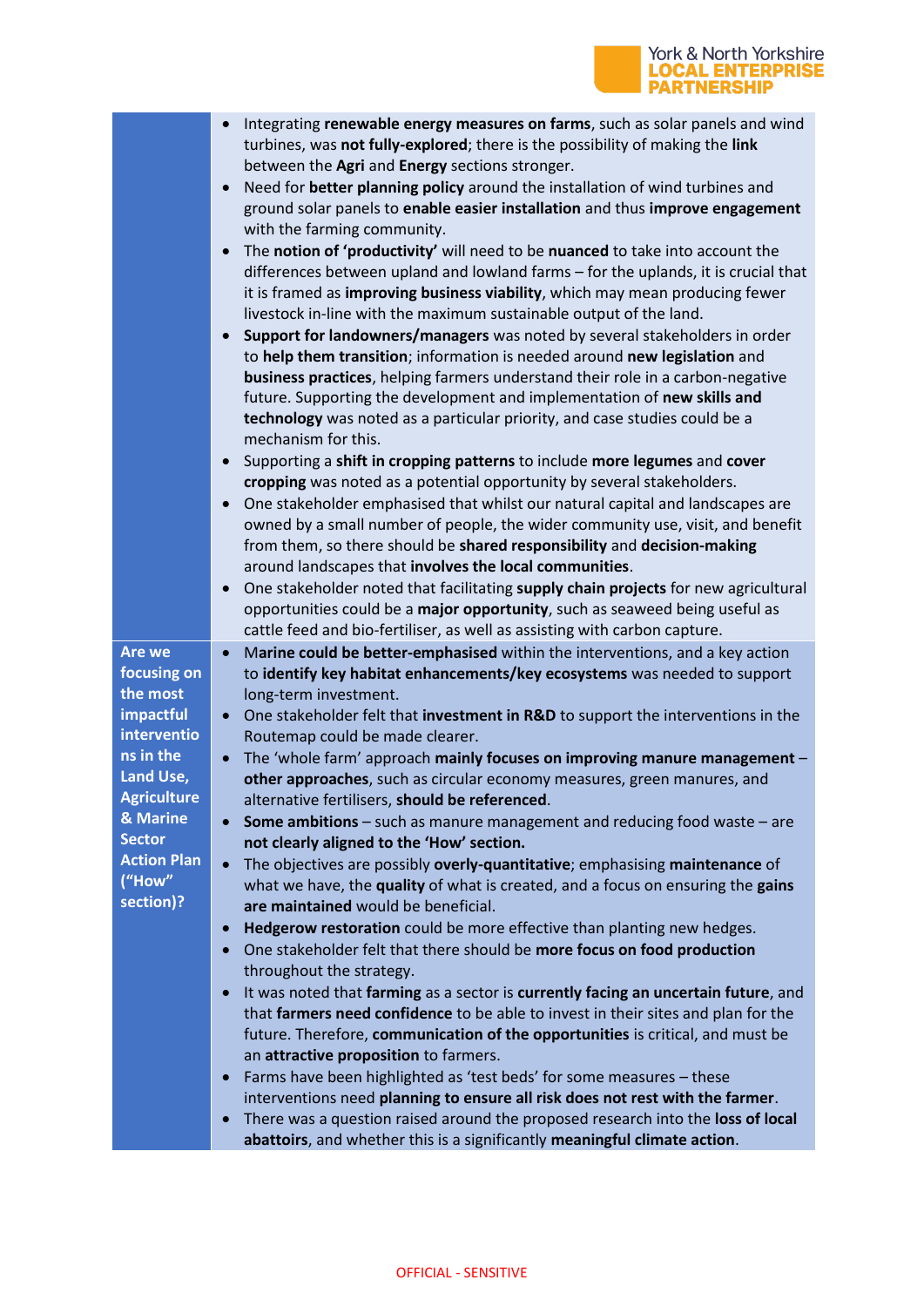| | |
|---|---|
| | • Integrating **renewable energy measures on farms**, such as solar panels and wind turbines, was **not fully-explored**; there is the possibility of making the **link** between the **Agri** and **Energy** sections stronger.<br>• Need for **better planning policy** around the installation of wind turbines and ground solar panels to **enable easier installation** and thus **improve engagement** with the farming community.<br>• The **notion of 'productivity'** will need to be **nuanced** to take into account the differences between upland and lowland farms – for the uplands, it is crucial that it is framed as **improving business viability**, which may mean producing fewer livestock in-line with the maximum sustainable output of the land.<br>• **Support for landowners/managers** was noted by several stakeholders in order to **help them transition**; information is needed around **new legislation** and **business practices**, helping farmers understand their role in a carbon-negative future. Supporting the development and implementation of **new skills and technology** was noted as a particular priority, and case studies could be a mechanism for this.<br>• Supporting a **shift in cropping patterns** to include **more legumes** and **cover cropping** was noted as a potential opportunity by several stakeholders.<br>• One stakeholder emphasised that whilst our natural capital and landscapes are owned by a small number of people, the wider community use, visit, and benefit from them, so there should be **shared responsibility** and **decision-making** around landscapes that **involves the local communities**.<br>• One stakeholder noted that facilitating **supply chain projects** for new agricultural opportunities could be a **major opportunity**, such as seaweed being useful as cattle feed and bio-fertiliser, as well as assisting with carbon capture. |
| **Are we focusing on the most impactful interventions in the Land Use, Agriculture & Marine Sector Action Plan ("How" section)?** | • **Marine could be better-emphasised** within the interventions, and a key action to **identify key habitat enhancements/key ecosystems** was needed to support long-term investment.<br>• One stakeholder felt that **investment in R&D** to support the interventions in the Routemap could be made clearer.<br>• The 'whole farm' approach **mainly focuses on improving manure management** – **other approaches**, such as circular economy measures, green manures, and alternative fertilisers, **should be referenced**.<br>• **Some ambitions** – such as manure management and reducing food waste – are **not clearly aligned to the 'How' section.**<br>• The objectives are possibly **overly-quantitative**; emphasising **maintenance** of what we have, the **quality** of what is created, and a focus on ensuring the **gains are maintained** would be beneficial.<br>• **Hedgerow restoration** could be more effective than planting new hedges.<br>• One stakeholder felt that there should be **more focus on food production** throughout the strategy.<br>• It was noted that **farming** as a sector is **currently facing an uncertain future**, and that **farmers need confidence** to be able to invest in their sites and plan for the future. Therefore, **communication of the opportunities** is critical, and must be an **attractive proposition** to farmers.<br>• Farms have been highlighted as 'test beds' for some measures – these interventions need **planning to ensure all risk does not rest with the farmer**.<br>• There was a question raised around the proposed research into the **loss of local abattoirs**, and whether this is a significantly **meaningful climate action**. |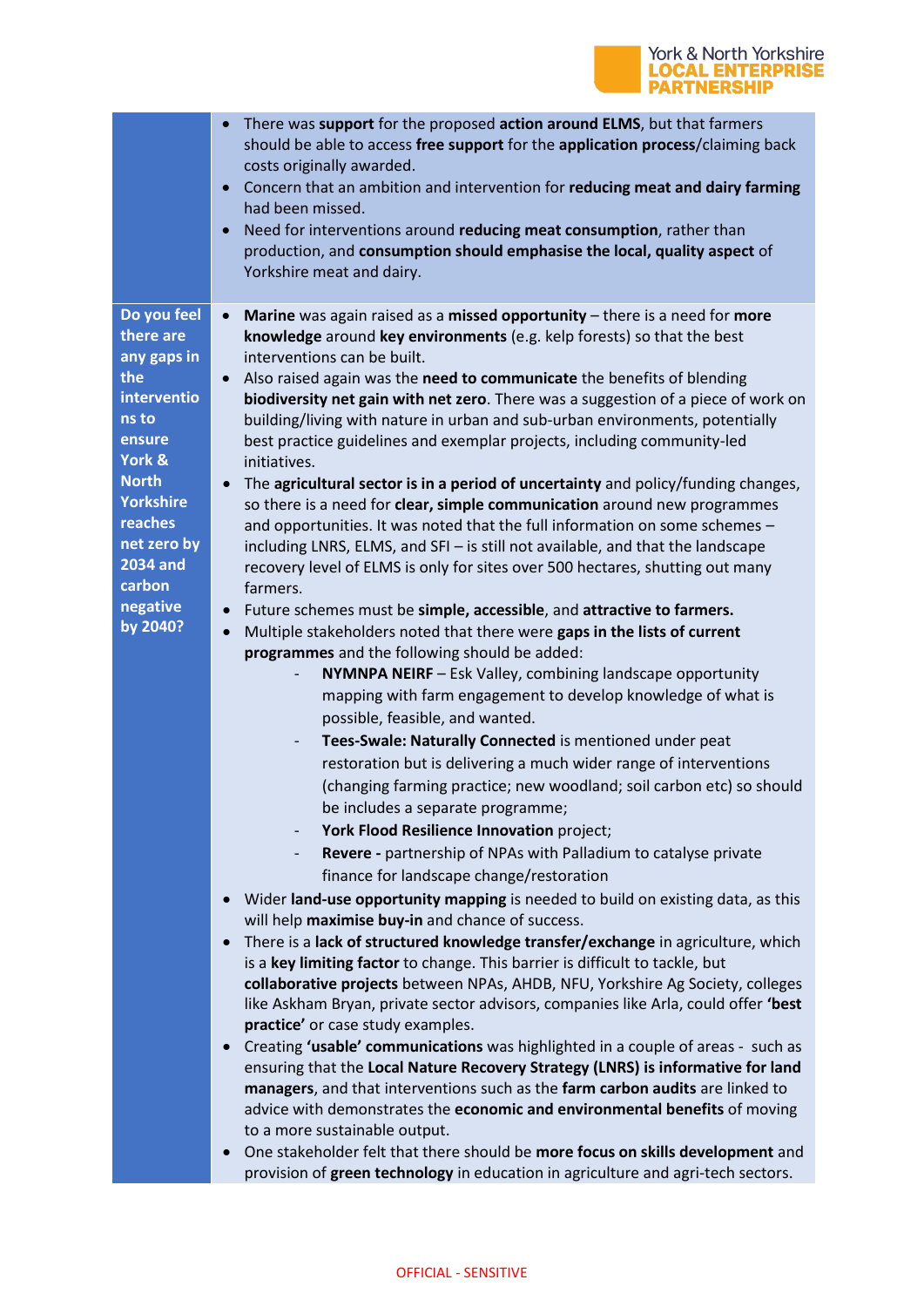| | |
|---|---|
| | • There was **support** for the proposed **action around ELMS**, but that farmers should be able to access **free support** for the **application process**/claiming back costs originally awarded.<br>• Concern that an ambition and intervention for **reducing meat and dairy farming** had been missed.<br>• Need for interventions around **reducing meat consumption**, rather than production, and **consumption should emphasise the local, quality aspect** of Yorkshire meat and dairy. |
| **Do you feel there are any gaps in the interventions to ensure York & North Yorkshire reaches net zero by 2034 and carbon negative by 2040?** | • **Marine** was again raised as a **missed opportunity** – there is a need for **more knowledge** around **key environments** (e.g. kelp forests) so that the best interventions can be built.<br>• Also raised again was the **need to communicate** the benefits of blending **biodiversity net gain with net zero**. There was a suggestion of a piece of work on building/living with nature in urban and sub-urban environments, potentially best practice guidelines and exemplar projects, including community-led initiatives.<br>• The **agricultural sector is in a period of uncertainty** and policy/funding changes, so there is a need for **clear, simple communication** around new programmes and opportunities. It was noted that the full information on some schemes – including LNRS, ELMS, and SFI – is still not available, and that the landscape recovery level of ELMS is only for sites over 500 hectares, shutting out many farmers.<br>• Future schemes must be **simple, accessible**, and **attractive to farmers.**<br>• Multiple stakeholders noted that there were **gaps in the lists of current programmes** and the following should be added:<br>&nbsp;&nbsp;&nbsp;&nbsp;- **NYMNPA NEIRF** – Esk Valley, combining landscape opportunity mapping with farm engagement to develop knowledge of what is possible, feasible, and wanted.<br>&nbsp;&nbsp;&nbsp;&nbsp;- **Tees-Swale: Naturally Connected** is mentioned under peat restoration but is delivering a much wider range of interventions (changing farming practice; new woodland; soil carbon etc) so should be includes a separate programme;<br>&nbsp;&nbsp;&nbsp;&nbsp;- **York Flood Resilience Innovation** project;<br>&nbsp;&nbsp;&nbsp;&nbsp;- **Revere -** partnership of NPAs with Palladium to catalyse private finance for landscape change/restoration<br>• Wider **land-use opportunity mapping** is needed to build on existing data, as this will help **maximise buy-in** and chance of success.<br>• There is a **lack of structured knowledge transfer/exchange** in agriculture, which is a **key limiting factor** to change. This barrier is difficult to tackle, but **collaborative projects** between NPAs, AHDB, NFU, Yorkshire Ag Society, colleges like Askham Bryan, private sector advisors, companies like Arla, could offer **'best practice'** or case study examples.<br>• Creating **'usable' communications** was highlighted in a couple of areas - such as ensuring that the **Local Nature Recovery Strategy (LNRS) is informative for land managers**, and that interventions such as the **farm carbon audits** are linked to advice with demonstrates the **economic and environmental benefits** of moving to a more sustainable output.<br>• One stakeholder felt that there should be **more focus on skills development** and provision of **green technology** in education in agriculture and agri-tech sectors. |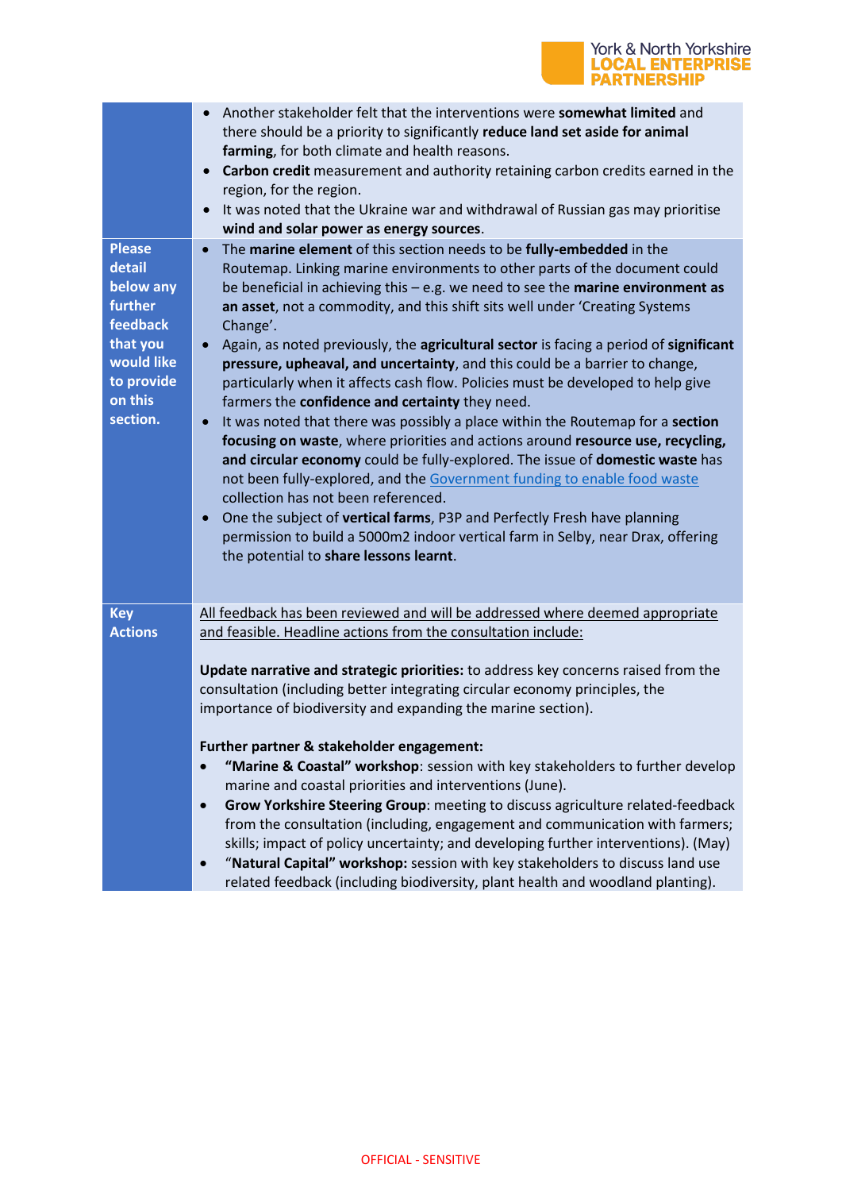| | |
|---|---|
| | • Another stakeholder felt that the interventions were **somewhat limited** and there should be a priority to significantly **reduce land set aside for animal farming**, for both climate and health reasons.<br>• **Carbon credit** measurement and authority retaining carbon credits earned in the region, for the region.<br>• It was noted that the Ukraine war and withdrawal of Russian gas may prioritise **wind and solar power as energy sources**. |
| **Please detail below any further feedback that you would like to provide on this section.** | • The **marine element** of this section needs to be **fully-embedded** in the Routemap. Linking marine environments to other parts of the document could be beneficial in achieving this – e.g. we need to see the **marine environment as an asset**, not a commodity, and this shift sits well under 'Creating Systems Change'.<br>• Again, as noted previously, the **agricultural sector** is facing a period of **significant pressure, upheaval, and uncertainty**, and this could be a barrier to change, particularly when it affects cash flow. Policies must be developed to help give farmers the **confidence and certainty** they need.<br>• It was noted that there was possibly a place within the Routemap for a **section focusing on waste**, where priorities and actions around **resource use, recycling, and circular economy** could be fully-explored. The issue of **domestic waste** has not been fully-explored, and the Government funding to enable food waste collection has not been referenced.<br>• One the subject of **vertical farms**, P3P and Perfectly Fresh have planning permission to build a 5000m2 indoor vertical farm in Selby, near Drax, offering the potential to **share lessons learnt**. |
| **Key Actions** | All feedback has been reviewed and will be addressed where deemed appropriate and feasible. Headline actions from the consultation include:<br><br>**Update narrative and strategic priorities:** to address key concerns raised from the consultation (including better integrating circular economy principles, the importance of biodiversity and expanding the marine section).<br><br>**Further partner & stakeholder engagement:**<br>• **"Marine & Coastal" workshop**: session with key stakeholders to further develop marine and coastal priorities and interventions (June).<br>• **Grow Yorkshire Steering Group**: meeting to discuss agriculture related-feedback from the consultation (including, engagement and communication with farmers; skills; impact of policy uncertainty; and developing further interventions). (May)<br>• "**Natural Capital" workshop:** session with key stakeholders to discuss land use related feedback (including biodiversity, plant health and woodland planting). |

OFFICIAL - SENSITIVE